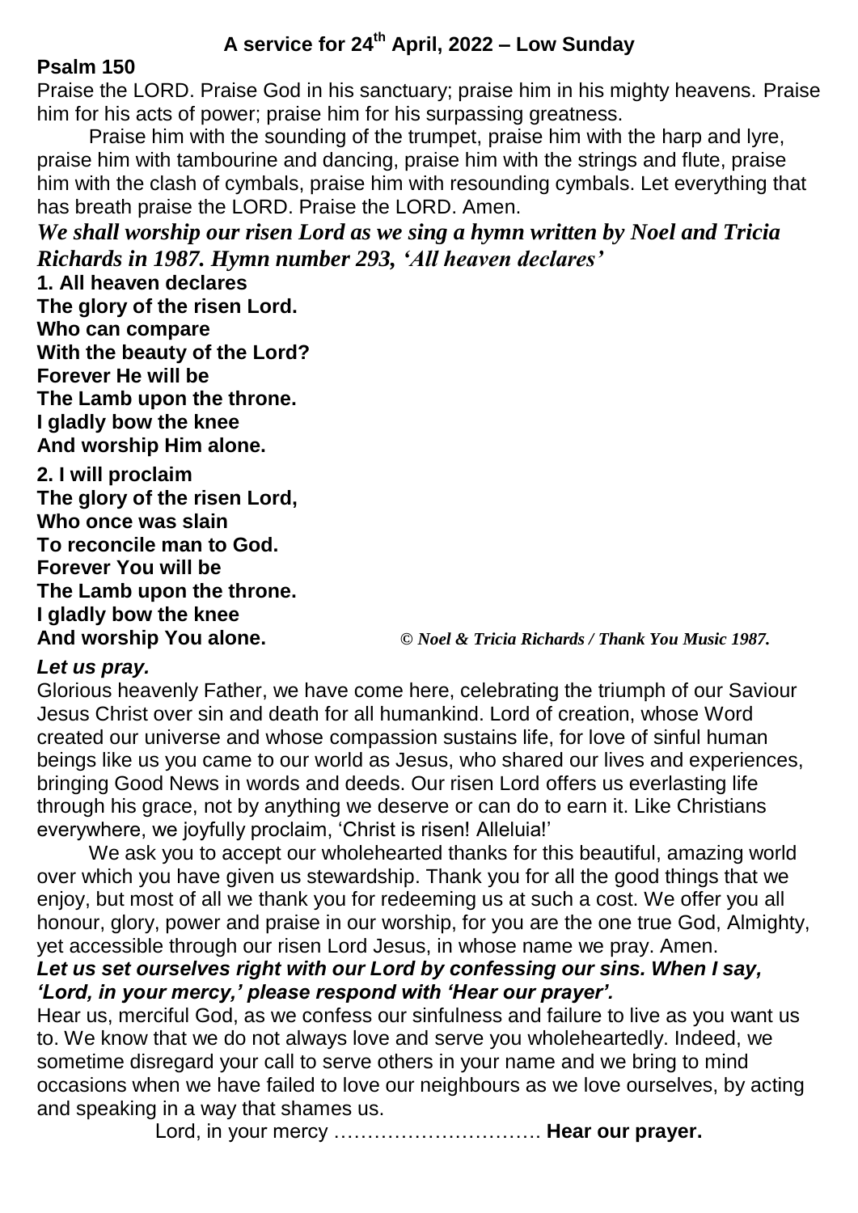# A service for 24th April, 2022 – Low Sunday

**Psalm 150**

Praise the LORD. Praise God in his sanctuary; praise him in his mighty heavens. Praise him for his acts of power; praise him for his surpassing greatness.

Praise him with the sounding of the trumpet, praise him with the harp and lyre, praise him with tambourine and dancing, praise him with the strings and flute, praise him with the clash of cymbals, praise him with resounding cymbals. Let everything that has breath praise the LORD. Praise the LORD. Amen.

***We shall worship our risen Lord as we sing a hymn written by Noel and Tricia Richards in 1987. Hymn number 293, 'All heaven declares'***

**1. All heaven declares**
**The glory of the risen Lord.**
**Who can compare**
**With the beauty of the Lord?**
**Forever He will be**
**The Lamb upon the throne.**
**I gladly bow the knee**
**And worship Him alone.**

**2. I will proclaim**
**The glory of the risen Lord,**
**Who once was slain**
**To reconcile man to God.**
**Forever You will be**
**The Lamb upon the throne.**
**I gladly bow the knee**
**And worship You alone.** *© Noel & Tricia Richards / Thank You Music 1987.*

***Let us pray.***

Glorious heavenly Father, we have come here, celebrating the triumph of our Saviour Jesus Christ over sin and death for all humankind. Lord of creation, whose Word created our universe and whose compassion sustains life, for love of sinful human beings like us you came to our world as Jesus, who shared our lives and experiences, bringing Good News in words and deeds. Our risen Lord offers us everlasting life through his grace, not by anything we deserve or can do to earn it. Like Christians everywhere, we joyfully proclaim, 'Christ is risen! Alleluia!'

We ask you to accept our wholehearted thanks for this beautiful, amazing world over which you have given us stewardship. Thank you for all the good things that we enjoy, but most of all we thank you for redeeming us at such a cost. We offer you all honour, glory, power and praise in our worship, for you are the one true God, Almighty, yet accessible through our risen Lord Jesus, in whose name we pray. Amen.

***Let us set ourselves right with our Lord by confessing our sins. When I say, 'Lord, in your mercy,' please respond with 'Hear our prayer'.***

Hear us, merciful God, as we confess our sinfulness and failure to live as you want us to. We know that we do not always love and serve you wholeheartedly. Indeed, we sometime disregard your call to serve others in your name and we bring to mind occasions when we have failed to love our neighbours as we love ourselves, by acting and speaking in a way that shames us.

Lord, in your mercy …………………………. **Hear our prayer.**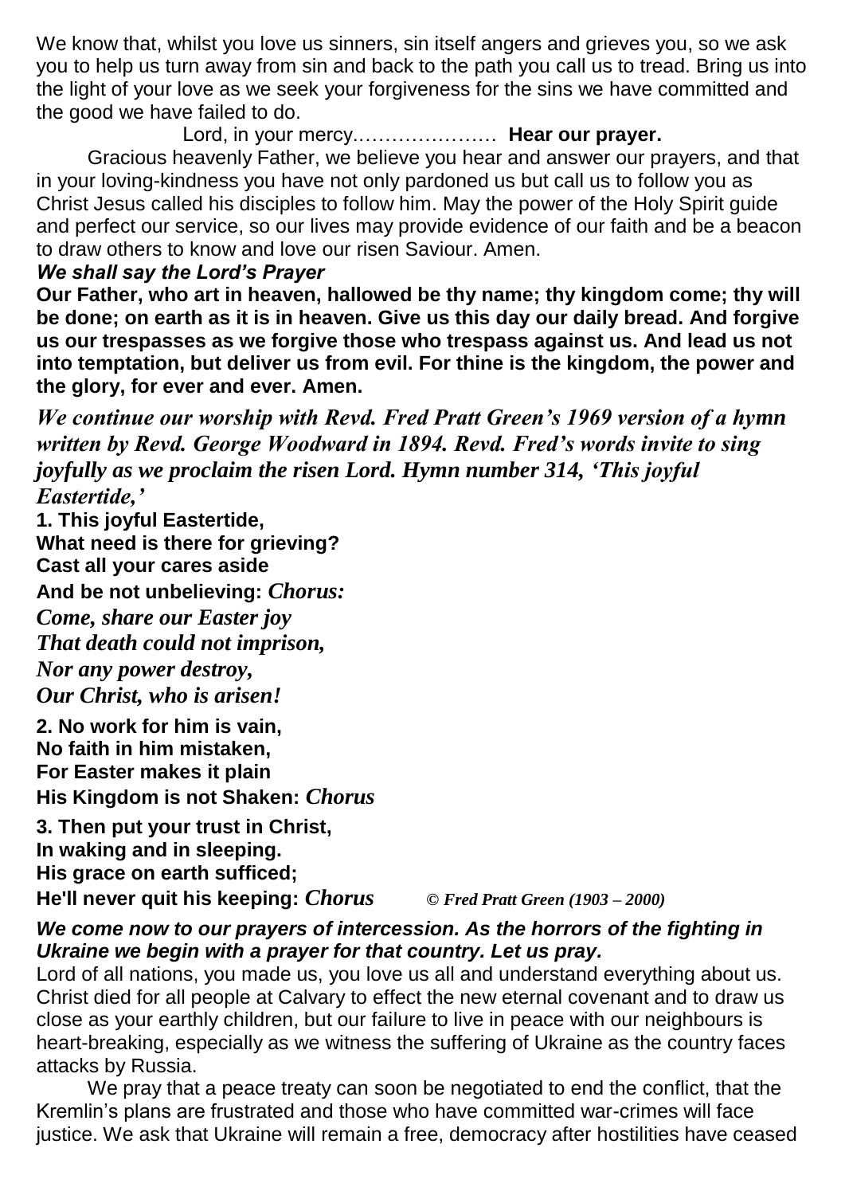We know that, whilst you love us sinners, sin itself angers and grieves you, so we ask you to help us turn away from sin and back to the path you call us to tread. Bring us into the light of your love as we seek your forgiveness for the sins we have committed and the good we have failed to do.

Lord, in your mercy.………………… **Hear our prayer.**

Gracious heavenly Father, we believe you hear and answer our prayers, and that in your loving-kindness you have not only pardoned us but call us to follow you as Christ Jesus called his disciples to follow him. May the power of the Holy Spirit guide and perfect our service, so our lives may provide evidence of our faith and be a beacon to draw others to know and love our risen Saviour. Amen.

***We shall say the Lord's Prayer***

**Our Father, who art in heaven, hallowed be thy name; thy kingdom come; thy will be done; on earth as it is in heaven. Give us this day our daily bread. And forgive us our trespasses as we forgive those who trespass against us. And lead us not into temptation, but deliver us from evil. For thine is the kingdom, the power and the glory, for ever and ever. Amen.**

***We continue our worship with Revd. Fred Pratt Green's 1969 version of a hymn written by Revd. George Woodward in 1894. Revd. Fred's words invite to sing joyfully as we proclaim the risen Lord. Hymn number 314, 'This joyful Eastertide,'***

**1. This joyful Eastertide,**
**What need is there for grieving?**
**Cast all your cares aside**
**And be not unbelieving:** ***Chorus:***
***Come, share our Easter joy***
***That death could not imprison,***
***Nor any power destroy,***
***Our Christ, who is arisen!***

**2. No work for him is vain,**
**No faith in him mistaken,**
**For Easter makes it plain**
**His Kingdom is not Shaken:** ***Chorus***

**3. Then put your trust in Christ,**
**In waking and in sleeping.**
**His grace on earth sufficed;**
**He'll never quit his keeping:** ***Chorus*** *© Fred Pratt Green (1903 – 2000)*

***We come now to our prayers of intercession. As the horrors of the fighting in Ukraine we begin with a prayer for that country. Let us pray.***

Lord of all nations, you made us, you love us all and understand everything about us. Christ died for all people at Calvary to effect the new eternal covenant and to draw us close as your earthly children, but our failure to live in peace with our neighbours is heart-breaking, especially as we witness the suffering of Ukraine as the country faces attacks by Russia.

We pray that a peace treaty can soon be negotiated to end the conflict, that the Kremlin's plans are frustrated and those who have committed war-crimes will face justice. We ask that Ukraine will remain a free, democracy after hostilities have ceased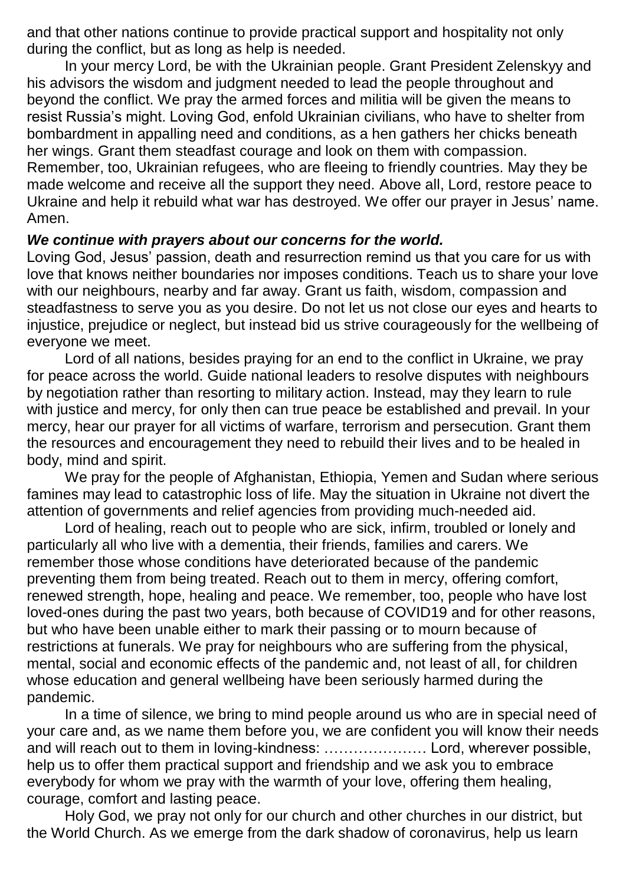and that other nations continue to provide practical support and hospitality not only during the conflict, but as long as help is needed.

In your mercy Lord, be with the Ukrainian people. Grant President Zelenskyy and his advisors the wisdom and judgment needed to lead the people throughout and beyond the conflict. We pray the armed forces and militia will be given the means to resist Russia's might. Loving God, enfold Ukrainian civilians, who have to shelter from bombardment in appalling need and conditions, as a hen gathers her chicks beneath her wings. Grant them steadfast courage and look on them with compassion. Remember, too, Ukrainian refugees, who are fleeing to friendly countries. May they be made welcome and receive all the support they need. Above all, Lord, restore peace to Ukraine and help it rebuild what war has destroyed. We offer our prayer in Jesus' name. Amen.

***We continue with prayers about our concerns for the world.***

Loving God, Jesus' passion, death and resurrection remind us that you care for us with love that knows neither boundaries nor imposes conditions. Teach us to share your love with our neighbours, nearby and far away. Grant us faith, wisdom, compassion and steadfastness to serve you as you desire. Do not let us not close our eyes and hearts to injustice, prejudice or neglect, but instead bid us strive courageously for the wellbeing of everyone we meet.

Lord of all nations, besides praying for an end to the conflict in Ukraine, we pray for peace across the world. Guide national leaders to resolve disputes with neighbours by negotiation rather than resorting to military action. Instead, may they learn to rule with justice and mercy, for only then can true peace be established and prevail. In your mercy, hear our prayer for all victims of warfare, terrorism and persecution. Grant them the resources and encouragement they need to rebuild their lives and to be healed in body, mind and spirit.

We pray for the people of Afghanistan, Ethiopia, Yemen and Sudan where serious famines may lead to catastrophic loss of life. May the situation in Ukraine not divert the attention of governments and relief agencies from providing much-needed aid.

Lord of healing, reach out to people who are sick, infirm, troubled or lonely and particularly all who live with a dementia, their friends, families and carers. We remember those whose conditions have deteriorated because of the pandemic preventing them from being treated. Reach out to them in mercy, offering comfort, renewed strength, hope, healing and peace. We remember, too, people who have lost loved-ones during the past two years, both because of COVID19 and for other reasons, but who have been unable either to mark their passing or to mourn because of restrictions at funerals. We pray for neighbours who are suffering from the physical, mental, social and economic effects of the pandemic and, not least of all, for children whose education and general wellbeing have been seriously harmed during the pandemic.

In a time of silence, we bring to mind people around us who are in special need of your care and, as we name them before you, we are confident you will know their needs and will reach out to them in loving-kindness: ………………… Lord, wherever possible, help us to offer them practical support and friendship and we ask you to embrace everybody for whom we pray with the warmth of your love, offering them healing, courage, comfort and lasting peace.

Holy God, we pray not only for our church and other churches in our district, but the World Church. As we emerge from the dark shadow of coronavirus, help us learn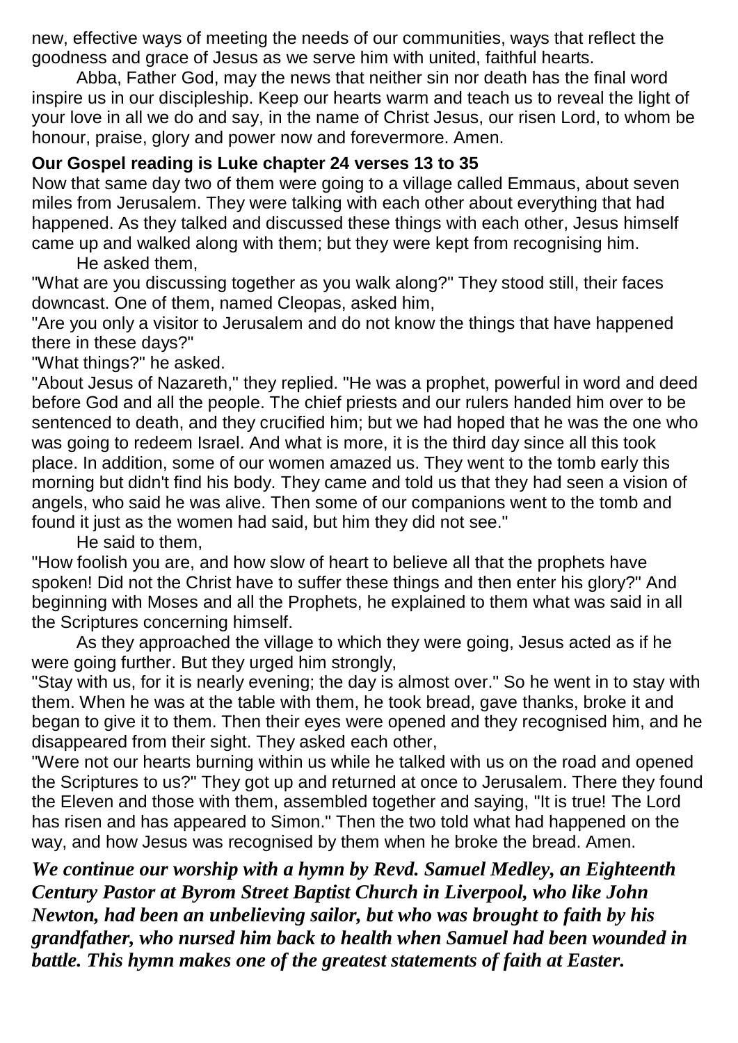new, effective ways of meeting the needs of our communities, ways that reflect the goodness and grace of Jesus as we serve him with united, faithful hearts.

Abba, Father God, may the news that neither sin nor death has the final word inspire us in our discipleship. Keep our hearts warm and teach us to reveal the light of your love in all we do and say, in the name of Christ Jesus, our risen Lord, to whom be honour, praise, glory and power now and forevermore. Amen.

**Our Gospel reading is Luke chapter 24 verses 13 to 35**

Now that same day two of them were going to a village called Emmaus, about seven miles from Jerusalem. They were talking with each other about everything that had happened. As they talked and discussed these things with each other, Jesus himself came up and walked along with them; but they were kept from recognising him.

He asked them,

"What are you discussing together as you walk along?" They stood still, their faces downcast. One of them, named Cleopas, asked him,

"Are you only a visitor to Jerusalem and do not know the things that have happened there in these days?"

"What things?" he asked.

"About Jesus of Nazareth," they replied. "He was a prophet, powerful in word and deed before God and all the people. The chief priests and our rulers handed him over to be sentenced to death, and they crucified him; but we had hoped that he was the one who was going to redeem Israel. And what is more, it is the third day since all this took place. In addition, some of our women amazed us. They went to the tomb early this morning but didn't find his body. They came and told us that they had seen a vision of angels, who said he was alive. Then some of our companions went to the tomb and found it just as the women had said, but him they did not see."

He said to them,

"How foolish you are, and how slow of heart to believe all that the prophets have spoken! Did not the Christ have to suffer these things and then enter his glory?" And beginning with Moses and all the Prophets, he explained to them what was said in all the Scriptures concerning himself.

As they approached the village to which they were going, Jesus acted as if he were going further. But they urged him strongly,

"Stay with us, for it is nearly evening; the day is almost over." So he went in to stay with them. When he was at the table with them, he took bread, gave thanks, broke it and began to give it to them. Then their eyes were opened and they recognised him, and he disappeared from their sight. They asked each other,

"Were not our hearts burning within us while he talked with us on the road and opened the Scriptures to us?" They got up and returned at once to Jerusalem. There they found the Eleven and those with them, assembled together and saying, "It is true! The Lord has risen and has appeared to Simon." Then the two told what had happened on the way, and how Jesus was recognised by them when he broke the bread. Amen.

***We continue our worship with a hymn by Revd. Samuel Medley, an Eighteenth Century Pastor at Byrom Street Baptist Church in Liverpool, who like John Newton, had been an unbelieving sailor, but who was brought to faith by his grandfather, who nursed him back to health when Samuel had been wounded in battle. This hymn makes one of the greatest statements of faith at Easter.***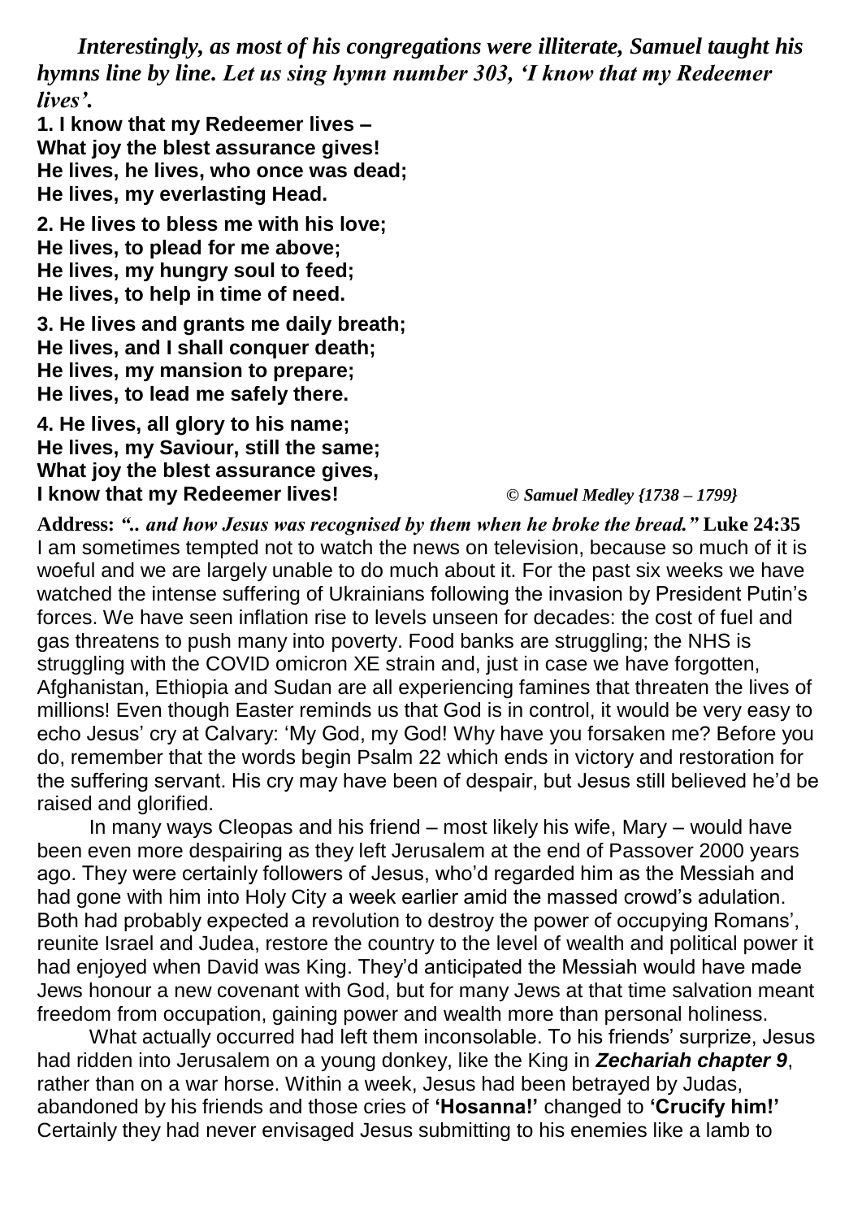*Interestingly, as most of his congregations were illiterate, Samuel taught his hymns line by line.* ***Let us sing hymn number 303, 'I know that my Redeemer lives'.***

**1. I know that my Redeemer lives –
What joy the blest assurance gives!
He lives, he lives, who once was dead;
He lives, my everlasting Head.**

**2. He lives to bless me with his love;
He lives, to plead for me above;
He lives, my hungry soul to feed;
He lives, to help in time of need.**

**3. He lives and grants me daily breath;
He lives, and I shall conquer death;
He lives, my mansion to prepare;
He lives, to lead me safely there.**

**4. He lives, all glory to his name;
He lives, my Saviour, still the same;
What joy the blest assurance gives,
I know that my Redeemer lives!** *© Samuel Medley {1738 – 1799}*

**Address:** ***".. and how Jesus was recognised by them when he broke the bread."*** **Luke 24:35**
I am sometimes tempted not to watch the news on television, because so much of it is woeful and we are largely unable to do much about it. For the past six weeks we have watched the intense suffering of Ukrainians following the invasion by President Putin's forces. We have seen inflation rise to levels unseen for decades: the cost of fuel and gas threatens to push many into poverty. Food banks are struggling; the NHS is struggling with the COVID omicron XE strain and, just in case we have forgotten, Afghanistan, Ethiopia and Sudan are all experiencing famines that threaten the lives of millions! Even though Easter reminds us that God is in control, it would be very easy to echo Jesus' cry at Calvary: 'My God, my God! Why have you forsaken me? Before you do, remember that the words begin Psalm 22 which ends in victory and restoration for the suffering servant. His cry may have been of despair, but Jesus still believed he'd be raised and glorified.

In many ways Cleopas and his friend – most likely his wife, Mary – would have been even more despairing as they left Jerusalem at the end of Passover 2000 years ago. They were certainly followers of Jesus, who'd regarded him as the Messiah and had gone with him into Holy City a week earlier amid the massed crowd's adulation. Both had probably expected a revolution to destroy the power of occupying Romans', reunite Israel and Judea, restore the country to the level of wealth and political power it had enjoyed when David was King. They'd anticipated the Messiah would have made Jews honour a new covenant with God, but for many Jews at that time salvation meant freedom from occupation, gaining power and wealth more than personal holiness.

What actually occurred had left them inconsolable. To his friends' surprize, Jesus had ridden into Jerusalem on a young donkey, like the King in ***Zechariah chapter 9***, rather than on a war horse. Within a week, Jesus had been betrayed by Judas, abandoned by his friends and those cries of **'Hosanna!'** changed to **'Crucify him!'** Certainly they had never envisaged Jesus submitting to his enemies like a lamb to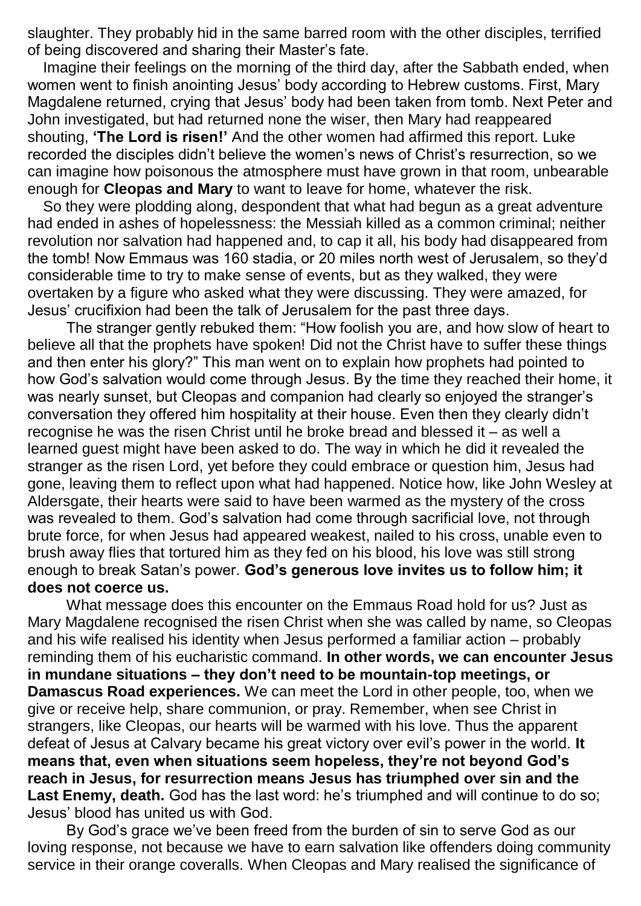slaughter. They probably hid in the same barred room with the other disciples, terrified of being discovered and sharing their Master's fate.

Imagine their feelings on the morning of the third day, after the Sabbath ended, when women went to finish anointing Jesus' body according to Hebrew customs. First, Mary Magdalene returned, crying that Jesus' body had been taken from tomb. Next Peter and John investigated, but had returned none the wiser, then Mary had reappeared shouting, **'The Lord is risen!'** And the other women had affirmed this report. Luke recorded the disciples didn't believe the women's news of Christ's resurrection, so we can imagine how poisonous the atmosphere must have grown in that room, unbearable enough for **Cleopas and Mary** to want to leave for home, whatever the risk.

So they were plodding along, despondent that what had begun as a great adventure had ended in ashes of hopelessness: the Messiah killed as a common criminal; neither revolution nor salvation had happened and, to cap it all, his body had disappeared from the tomb! Now Emmaus was 160 stadia, or 20 miles north west of Jerusalem, so they'd considerable time to try to make sense of events, but as they walked, they were overtaken by a figure who asked what they were discussing. They were amazed, for Jesus' crucifixion had been the talk of Jerusalem for the past three days.

The stranger gently rebuked them: "How foolish you are, and how slow of heart to believe all that the prophets have spoken! Did not the Christ have to suffer these things and then enter his glory?" This man went on to explain how prophets had pointed to how God's salvation would come through Jesus. By the time they reached their home, it was nearly sunset, but Cleopas and companion had clearly so enjoyed the stranger's conversation they offered him hospitality at their house. Even then they clearly didn't recognise he was the risen Christ until he broke bread and blessed it – as well a learned guest might have been asked to do. The way in which he did it revealed the stranger as the risen Lord, yet before they could embrace or question him, Jesus had gone, leaving them to reflect upon what had happened. Notice how, like John Wesley at Aldersgate, their hearts were said to have been warmed as the mystery of the cross was revealed to them. God's salvation had come through sacrificial love, not through brute force, for when Jesus had appeared weakest, nailed to his cross, unable even to brush away flies that tortured him as they fed on his blood, his love was still strong enough to break Satan's power. **God's generous love invites us to follow him; it does not coerce us.**

What message does this encounter on the Emmaus Road hold for us? Just as Mary Magdalene recognised the risen Christ when she was called by name, so Cleopas and his wife realised his identity when Jesus performed a familiar action – probably reminding them of his eucharistic command. **In other words, we can encounter Jesus in mundane situations – they don't need to be mountain-top meetings, or Damascus Road experiences.** We can meet the Lord in other people, too, when we give or receive help, share communion, or pray. Remember, when see Christ in strangers, like Cleopas, our hearts will be warmed with his love. Thus the apparent defeat of Jesus at Calvary became his great victory over evil's power in the world. **It means that, even when situations seem hopeless, they're not beyond God's reach in Jesus, for resurrection means Jesus has triumphed over sin and the Last Enemy, death.** God has the last word: he's triumphed and will continue to do so; Jesus' blood has united us with God.

By God's grace we've been freed from the burden of sin to serve God as our loving response, not because we have to earn salvation like offenders doing community service in their orange coveralls. When Cleopas and Mary realised the significance of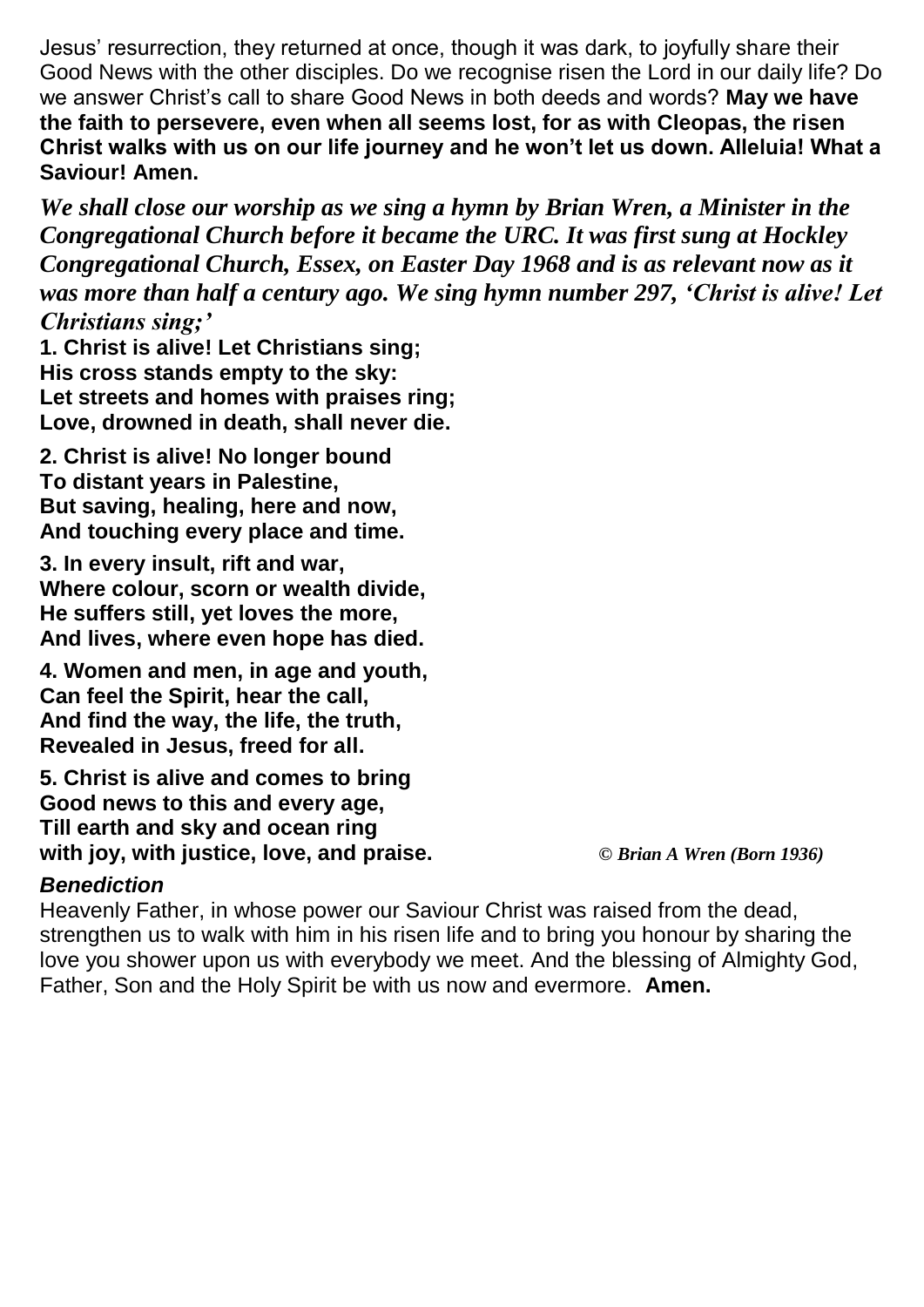Jesus' resurrection, they returned at once, though it was dark, to joyfully share their Good News with the other disciples. Do we recognise risen the Lord in our daily life? Do we answer Christ's call to share Good News in both deeds and words? **May we have the faith to persevere, even when all seems lost, for as with Cleopas, the risen Christ walks with us on our life journey and he won't let us down. Alleluia! What a Saviour! Amen.**

***We shall close our worship as we sing a hymn by Brian Wren, a Minister in the Congregational Church before it became the URC. It was first sung at Hockley Congregational Church, Essex, on Easter Day 1968 and is as relevant now as it was more than half a century ago. We sing hymn number 297, 'Christ is alive! Let Christians sing;'***

**1. Christ is alive! Let Christians sing;**
**His cross stands empty to the sky:**
**Let streets and homes with praises ring;**
**Love, drowned in death, shall never die.**

**2. Christ is alive! No longer bound**
**To distant years in Palestine,**
**But saving, healing, here and now,**
**And touching every place and time.**

**3. In every insult, rift and war,**
**Where colour, scorn or wealth divide,**
**He suffers still, yet loves the more,**
**And lives, where even hope has died.**

**4. Women and men, in age and youth,**
**Can feel the Spirit, hear the call,**
**And find the way, the life, the truth,**
**Revealed in Jesus, freed for all.**

**5. Christ is alive and comes to bring**
**Good news to this and every age,**
**Till earth and sky and ocean ring**
**with joy, with justice, love, and praise.**

*© Brian A Wren (Born 1936)*

***Benediction***

Heavenly Father, in whose power our Saviour Christ was raised from the dead, strengthen us to walk with him in his risen life and to bring you honour by sharing the love you shower upon us with everybody we meet. And the blessing of Almighty God, Father, Son and the Holy Spirit be with us now and evermore. **Amen.**